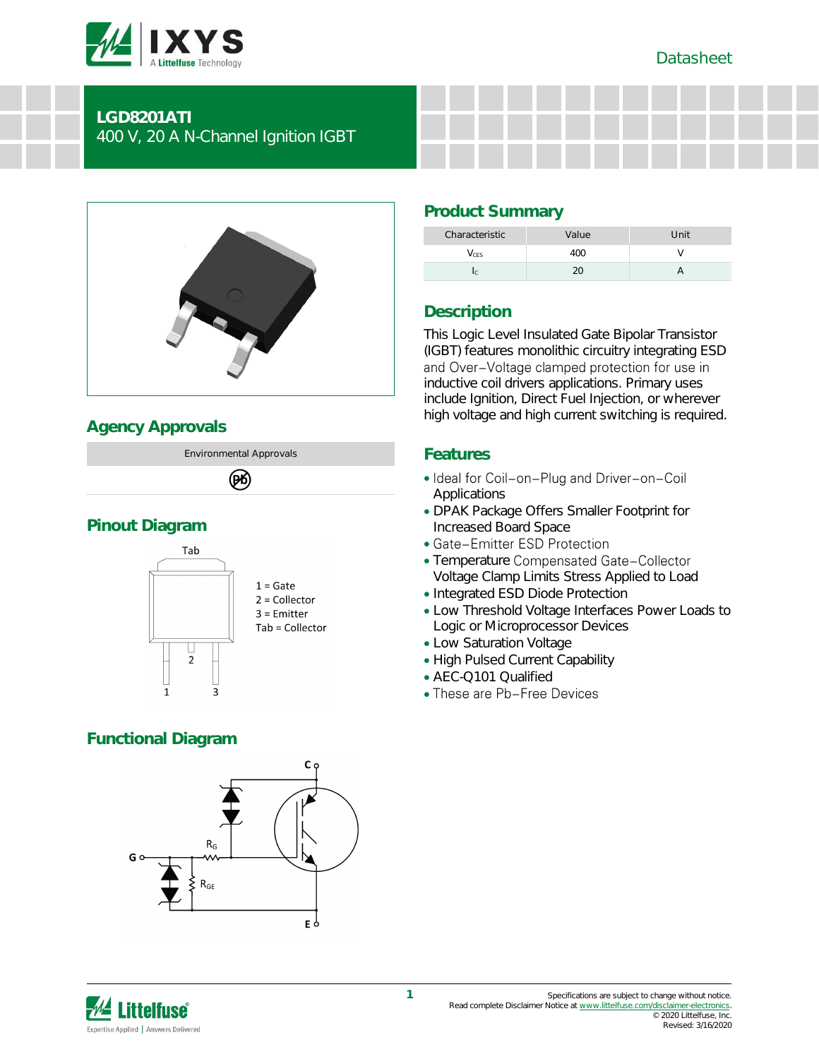Datasheet

# LGD8201ATI

400 V, 20 A N-Channel Ignition IGBT

## Product Summary

| Characteristic | Value | Unit |
|---|---|---|
| $V_{CES}$ | 400 | V |
| $I_C$ | 20 | A |

## Description

This Logic Level Insulated Gate Bipolar Transistor (IGBT) features monolithic circuitry integrating ESD and Over−Voltage clamped protection for use in inductive coil drivers applications. Primary uses include Ignition, Direct Fuel Injection, or wherever high voltage and high current switching is required.

## Features

- Ideal for Coil−on−Plug and Driver−on−Coil Applications
- DPAK Package Offers Smaller Footprint for Increased Board Space
- Gate−Emitter ESD Protection
- Temperature Compensated Gate−Collector Voltage Clamp Limits Stress Applied to Load
- Integrated ESD Diode Protection
- Low Threshold Voltage Interfaces Power Loads to Logic or Microprocessor Devices
- Low Saturation Voltage
- High Pulsed Current Capability
- AEC-Q101 Qualified
- These are Pb−Free Devices

## Agency Approvals

| Environmental Approvals |
|---|
| Pb |

## Pinout Diagram

Tab

1 = Gate
2 = Collector
3 = Emitter
Tab = Collector

## Functional Diagram

C, G, E, $R_G$, $R_{GE}$

Specifications are subject to change without notice.
Read complete Disclaimer Notice at www.littelfuse.com/disclaimer-electronics.
© 2020 Littelfuse, Inc.
Revised: 3/16/2020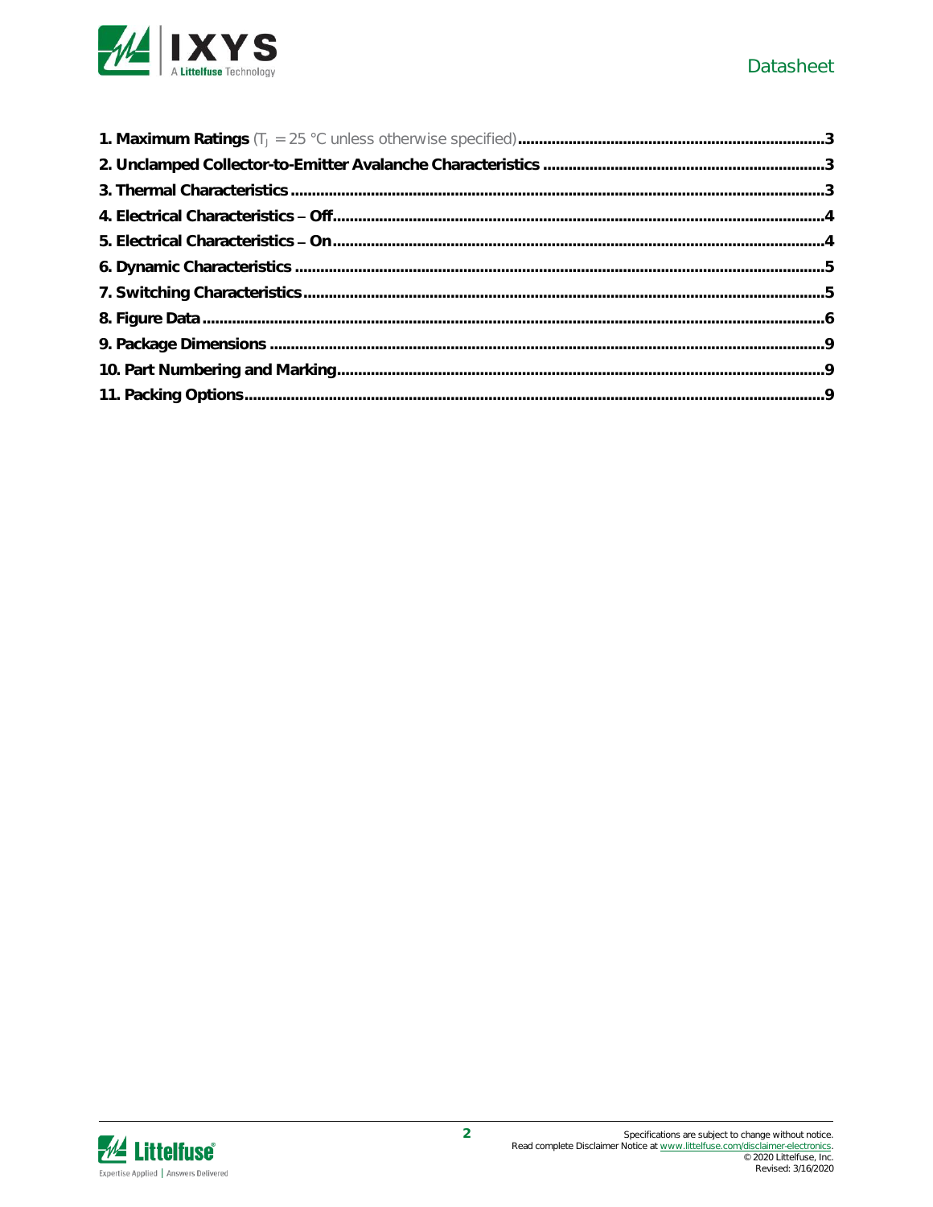**1. Maximum Ratings** ($T_J$ = 25 °C unless otherwise specified) ........ 3

**2. Unclamped Collector-to-Emitter Avalanche Characteristics** ........ 3

**3. Thermal Characteristics** ........ 3

**4. Electrical Characteristics – Off** ........ 4

**5. Electrical Characteristics – On** ........ 4

**6. Dynamic Characteristics** ........ 5

**7. Switching Characteristics** ........ 5

**8. Figure Data** ........ 6

**9. Package Dimensions** ........ 9

**10. Part Numbering and Marking** ........ 9

**11. Packing Options** ........ 9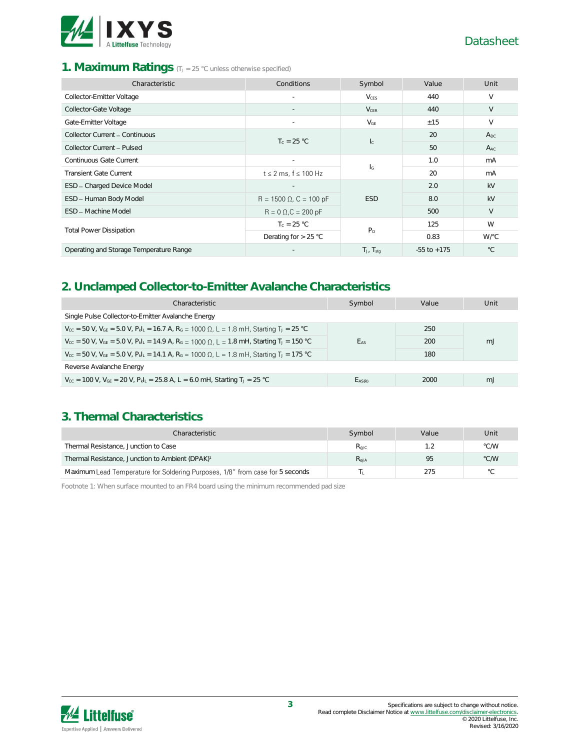## 1. Maximum Ratings ($T_J$ = 25 °C unless otherwise specified)

| Characteristic | Conditions | Symbol | Value | Unit |
|---|---|---|---|---|
| Collector-Emitter Voltage | - | $V_{CES}$ | 440 | V |
| Collector-Gate Voltage | - | $V_{CER}$ | 440 | V |
| Gate-Emitter Voltage | - | $V_{GE}$ | ±15 | V |
| Collector Current – Continuous | $T_C$ = 25 °C | $I_C$ | 20 | $A_{DC}$ |
| Collector Current – Pulsed | | | 50 | $A_{AC}$ |
| Continuous Gate Current | - | $I_G$ | 1.0 | mA |
| Transient Gate Current | t ≤ 2 ms, f ≤ 100 Hz | | 20 | mA |
| ESD – Charged Device Model | - | ESD | 2.0 | kV |
| ESD – Human Body Model | R = 1500 Ω, C = 100 pF | | 8.0 | kV |
| ESD – Machine Model | R = 0 Ω, C = 200 pF | | 500 | V |
| Total Power Dissipation | $T_C$ = 25 °C | $P_D$ | 125 | W |
| | Derating for > 25 °C | | 0.83 | W/°C |
| Operating and Storage Temperature Range | - | $T_J$, $T_{stg}$ | -55 to +175 | °C |

## 2. Unclamped Collector-to-Emitter Avalanche Characteristics

| Characteristic | Symbol | Value | Unit |
|---|---|---|---|
| Single Pulse Collector-to-Emitter Avalanche Energy | | | |
| $V_{CC}$ = 50 V, $V_{GE}$ = 5.0 V, $P_kI_L$ = 16.7 A, $R_G$ = 1000 Ω, L = 1.8 mH, Starting $T_J$ = 25 °C | $E_{AS}$ | 250 | mJ |
| $V_{CC}$ = 50 V, $V_{GE}$ = 5.0 V, $P_kI_L$ = 14.9 A, $R_G$ = 1000 Ω, L = 1.8 mH, Starting $T_J$ = 150 °C | | 200 | |
| $V_{CC}$ = 50 V, $V_{GE}$ = 5.0 V, $P_kI_L$ = 14.1 A, $R_G$ = 1000 Ω, L = 1.8 mH, Starting $T_J$ = 175 °C | | 180 | |
| Reverse Avalanche Energy | | | |
| $V_{CC}$ = 100 V, $V_{GE}$ = 20 V, $P_kI_L$ = 25.8 A, L = 6.0 mH, Starting $T_J$ = 25 °C | $E_{AS(R)}$ | 2000 | mJ |

## 3. Thermal Characteristics

| Characteristic | Symbol | Value | Unit |
|---|---|---|---|
| Thermal Resistance, Junction to Case | $R_{\theta JC}$ | 1.2 | °C/W |
| Thermal Resistance, Junction to Ambient (DPAK)[1] | $R_{\theta JA}$ | 95 | °C/W |
| Maximum Lead Temperature for Soldering Purposes, 1/8" from case for 5 seconds | $T_L$ | 275 | °C |

Footnote 1: When surface mounted to an FR4 board using the minimum recommended pad size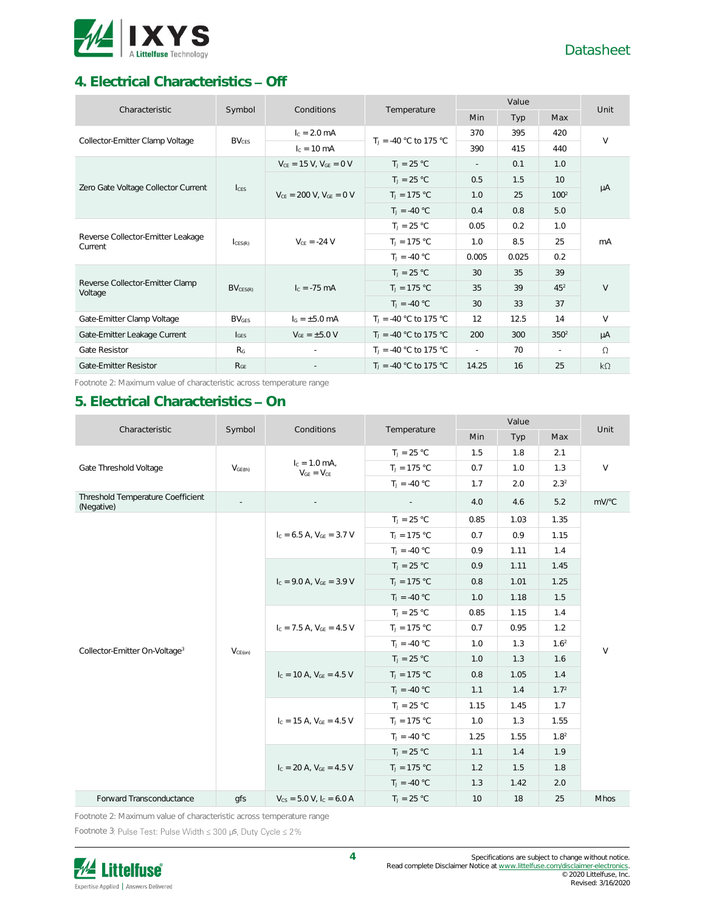## 4. Electrical Characteristics – Off

| Characteristic | Symbol | Conditions | Temperature | Value | | | Unit |
|---|---|---|---|---|---|---|---|
| | | | | Min | Typ | Max | |
| Collector-Emitter Clamp Voltage | $BV_{CES}$ | $I_C$ = 2.0 mA | $T_J$ = -40 °C to 175 °C | 370 | 395 | 420 | V |
| | | $I_C$ = 10 mA | | 390 | 415 | 440 | |
| Zero Gate Voltage Collector Current | $I_{CES}$ | $V_{CE}$ = 15 V, $V_{GE}$ = 0 V | $T_J$ = 25 °C | - | 0.1 | 1.0 | μA |
| | | $V_{CE}$ = 200 V, $V_{GE}$ = 0 V | $T_J$ = 25 °C | 0.5 | 1.5 | 10 | |
| | | | $T_J$ = 175 °C | 1.0 | 25 | 100[2] | |
| | | | $T_J$ = -40 °C | 0.4 | 0.8 | 5.0 | |
| Reverse Collector-Emitter Leakage Current | $I_{CES(R)}$ | $V_{CE}$ = -24 V | $T_J$ = 25 °C | 0.05 | 0.2 | 1.0 | mA |
| | | | $T_J$ = 175 °C | 1.0 | 8.5 | 25 | |
| | | | $T_J$ = -40 °C | 0.005 | 0.025 | 0.2 | |
| Reverse Collector-Emitter Clamp Voltage | $BV_{CES(R)}$ | $I_C$ = -75 mA | $T_J$ = 25 °C | 30 | 35 | 39 | V |
| | | | $T_J$ = 175 °C | 35 | 39 | 45[2] | |
| | | | $T_J$ = -40 °C | 30 | 33 | 37 | |
| Gate-Emitter Clamp Voltage | $BV_{GES}$ | $I_G$ = ±5.0 mA | $T_J$ = -40 °C to 175 °C | 12 | 12.5 | 14 | V |
| Gate-Emitter Leakage Current | $I_{GES}$ | $V_{GE}$ = ±5.0 V | $T_J$ = -40 °C to 175 °C | 200 | 300 | 350[2] | μA |
| Gate Resistor | $R_G$ | - | $T_J$ = -40 °C to 175 °C | - | 70 | - | Ω |
| Gate-Emitter Resistor | $R_{GE}$ | - | $T_J$ = -40 °C to 175 °C | 14.25 | 16 | 25 | kΩ |

Footnote 2: Maximum value of characteristic across temperature range

## 5. Electrical Characteristics – On

| Characteristic | Symbol | Conditions | Temperature | Value | | | Unit |
|---|---|---|---|---|---|---|---|
| | | | | Min | Typ | Max | |
| Gate Threshold Voltage | $V_{GE(th)}$ | $I_C$ = 1.0 mA, $V_{GE}$ = $V_{CE}$ | $T_J$ = 25 °C | 1.5 | 1.8 | 2.1 | V |
| | | | $T_J$ = 175 °C | 0.7 | 1.0 | 1.3 | |
| | | | $T_J$ = -40 °C | 1.7 | 2.0 | 2.3[2] | |
| Threshold Temperature Coefficient (Negative) | - | - | - | 4.0 | 4.6 | 5.2 | mV/°C |
| Collector-Emitter On-Voltage[3] | $V_{CE(on)}$ | $I_C$ = 6.5 A, $V_{GE}$ = 3.7 V | $T_J$ = 25 °C | 0.85 | 1.03 | 1.35 | V |
| | | | $T_J$ = 175 °C | 0.7 | 0.9 | 1.15 | |
| | | | $T_J$ = -40 °C | 0.9 | 1.11 | 1.4 | |
| | | $I_C$ = 9.0 A, $V_{GE}$ = 3.9 V | $T_J$ = 25 °C | 0.9 | 1.11 | 1.45 | |
| | | | $T_J$ = 175 °C | 0.8 | 1.01 | 1.25 | |
| | | | $T_J$ = -40 °C | 1.0 | 1.18 | 1.5 | |
| | | $I_C$ = 7.5 A, $V_{GE}$ = 4.5 V | $T_J$ = 25 °C | 0.85 | 1.15 | 1.4 | |
| | | | $T_J$ = 175 °C | 0.7 | 0.95 | 1.2 | |
| | | | $T_J$ = -40 °C | 1.0 | 1.3 | 1.6[2] | |
| | | $I_C$ = 10 A, $V_{GE}$ = 4.5 V | $T_J$ = 25 °C | 1.0 | 1.3 | 1.6 | |
| | | | $T_J$ = 175 °C | 0.8 | 1.05 | 1.4 | |
| | | | $T_J$ = -40 °C | 1.1 | 1.4 | 1.7[2] | |
| | | $I_C$ = 15 A, $V_{GE}$ = 4.5 V | $T_J$ = 25 °C | 1.15 | 1.45 | 1.7 | |
| | | | $T_J$ = 175 °C | 1.0 | 1.3 | 1.55 | |
| | | | $T_J$ = -40 °C | 1.25 | 1.55 | 1.8[2] | |
| | | $I_C$ = 20 A, $V_{GE}$ = 4.5 V | $T_J$ = 25 °C | 1.1 | 1.4 | 1.9 | |
| | | | $T_J$ = 175 °C | 1.2 | 1.5 | 1.8 | |
| | | | $T_J$ = -40 °C | 1.3 | 1.42 | 2.0 | |
| Forward Transconductance | gfs | $V_{CS}$ = 5.0 V, $I_C$ = 6.0 A | $T_J$ = 25 °C | 10 | 18 | 25 | Mhos |

Footnote 2: Maximum value of characteristic across temperature range

Footnote 3: Pulse Test: Pulse Width ≤ 300 μs, Duty Cycle ≤ 2%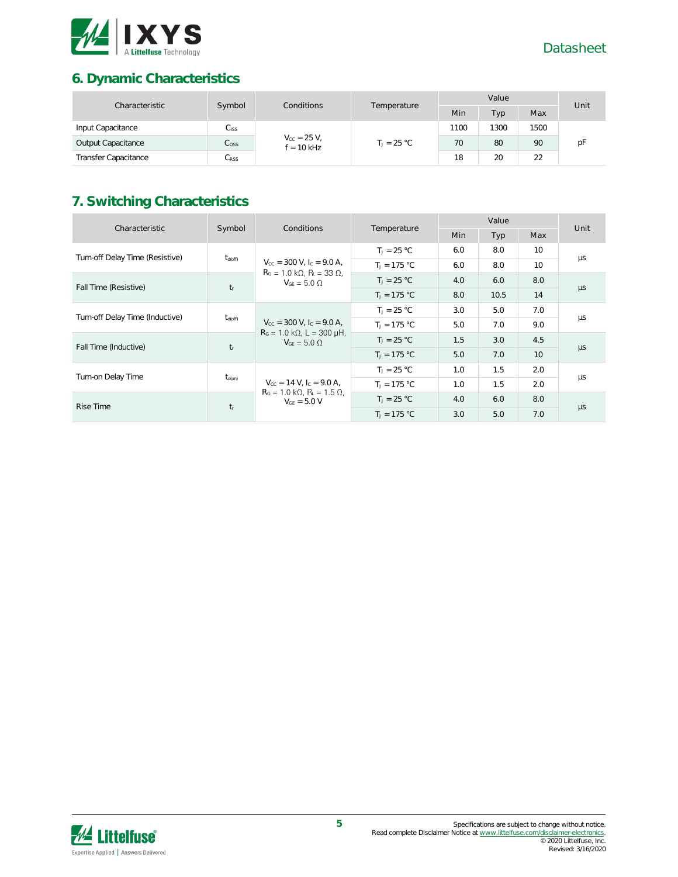## 6. Dynamic Characteristics

| Characteristic | Symbol | Conditions | Temperature | Value | | | Unit |
|---|---|---|---|---|---|---|---|
| | | | | Min | Typ | Max | |
| Input Capacitance | $C_{ISS}$ | $V_{CC} = 25$ V, $f = 10$ kHz | $T_J = 25$ °C | 1100 | 1300 | 1500 | pF |
| Output Capacitance | $C_{OSS}$ | | | 70 | 80 | 90 | |
| Transfer Capacitance | $C_{RSS}$ | | | 18 | 20 | 22 | |

## 7. Switching Characteristics

| Characteristic | Symbol | Conditions | Temperature | Value | | | Unit |
|---|---|---|---|---|---|---|---|
| | | | | Min | Typ | Max | |
| Turn-off Delay Time (Resistive) | $t_{d(off)}$ | $V_{CC} = 300$ V, $I_C = 9.0$ A, $R_G = 1.0$ kΩ, $R_L = 33$ Ω, $V_{GE} = 5.0$ Ω | $T_J = 25$ °C | 6.0 | 8.0 | 10 | µs |
| | | | $T_J = 175$ °C | 6.0 | 8.0 | 10 | |
| Fall Time (Resistive) | $t_f$ | | $T_J = 25$ °C | 4.0 | 6.0 | 8.0 | µs |
| | | | $T_J = 175$ °C | 8.0 | 10.5 | 14 | |
| Turn-off Delay Time (Inductive) | $t_{d(off)}$ | $V_{CC} = 300$ V, $I_C = 9.0$ A, $R_G = 1.0$ kΩ, $L = 300$ µH, $V_{GE} = 5.0$ Ω | $T_J = 25$ °C | 3.0 | 5.0 | 7.0 | µs |
| | | | $T_J = 175$ °C | 5.0 | 7.0 | 9.0 | |
| Fall Time (Inductive) | $t_f$ | | $T_J = 25$ °C | 1.5 | 3.0 | 4.5 | µs |
| | | | $T_J = 175$ °C | 5.0 | 7.0 | 10 | |
| Turn-on Delay Time | $t_{d(on)}$ | $V_{CC} = 14$ V, $I_C = 9.0$ A, $R_G = 1.0$ kΩ, $R_L = 1.5$ Ω, $V_{GE} = 5.0$ V | $T_J = 25$ °C | 1.0 | 1.5 | 2.0 | µs |
| | | | $T_J = 175$ °C | 1.0 | 1.5 | 2.0 | |
| Rise Time | $t_r$ | | $T_J = 25$ °C | 4.0 | 6.0 | 8.0 | µs |
| | | | $T_J = 175$ °C | 3.0 | 5.0 | 7.0 | |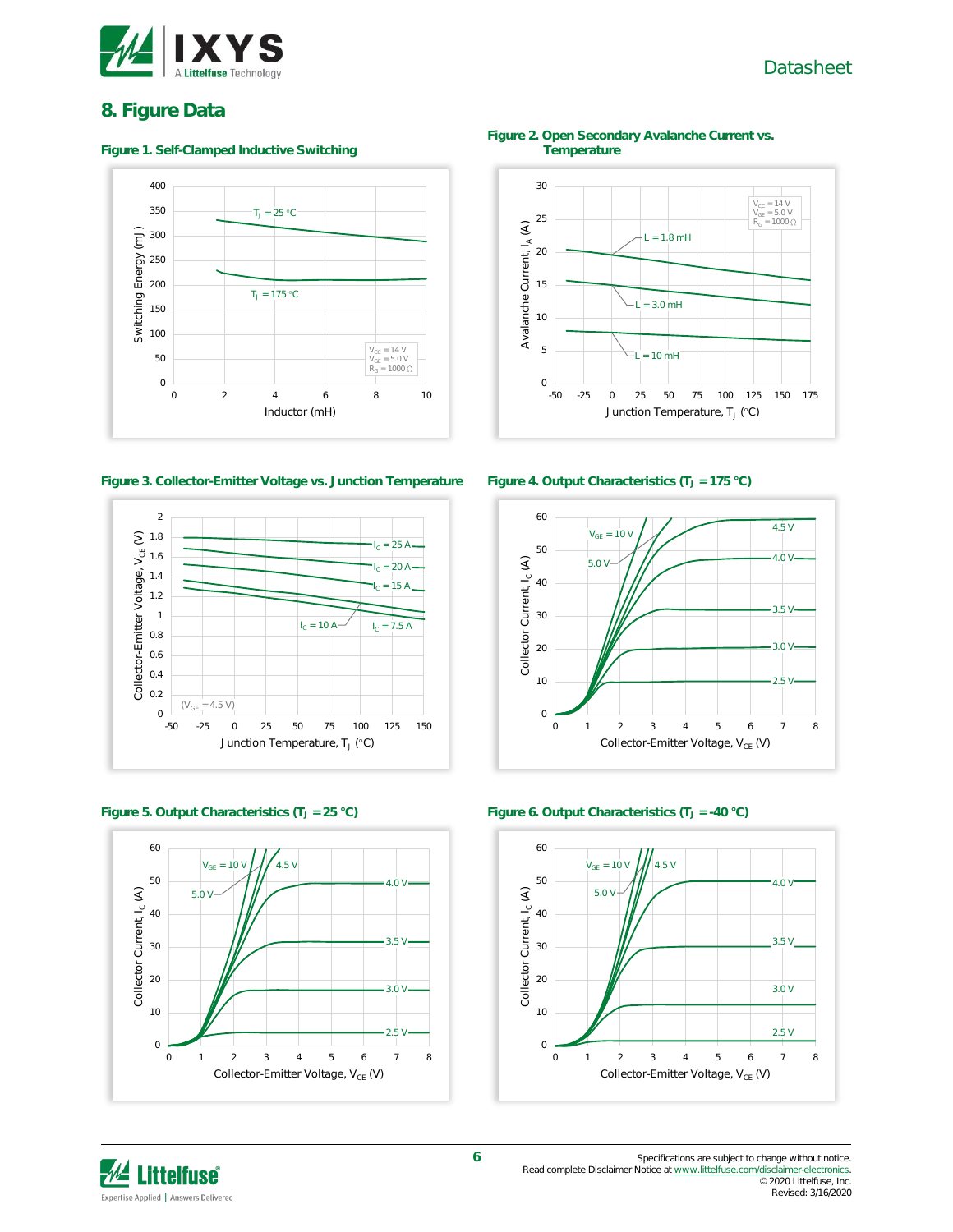## 8. Figure Data

**Figure 1. Self-Clamped Inductive Switching**

**Figure 2. Open Secondary Avalanche Current vs. Temperature**

**Figure 3. Collector-Emitter Voltage vs. Junction Temperature**

**Figure 4. Output Characteristics ($T_J$ = 175 °C)**

**Figure 5. Output Characteristics ($T_J$ = 25 °C)**

**Figure 6. Output Characteristics ($T_J$ = -40 °C)**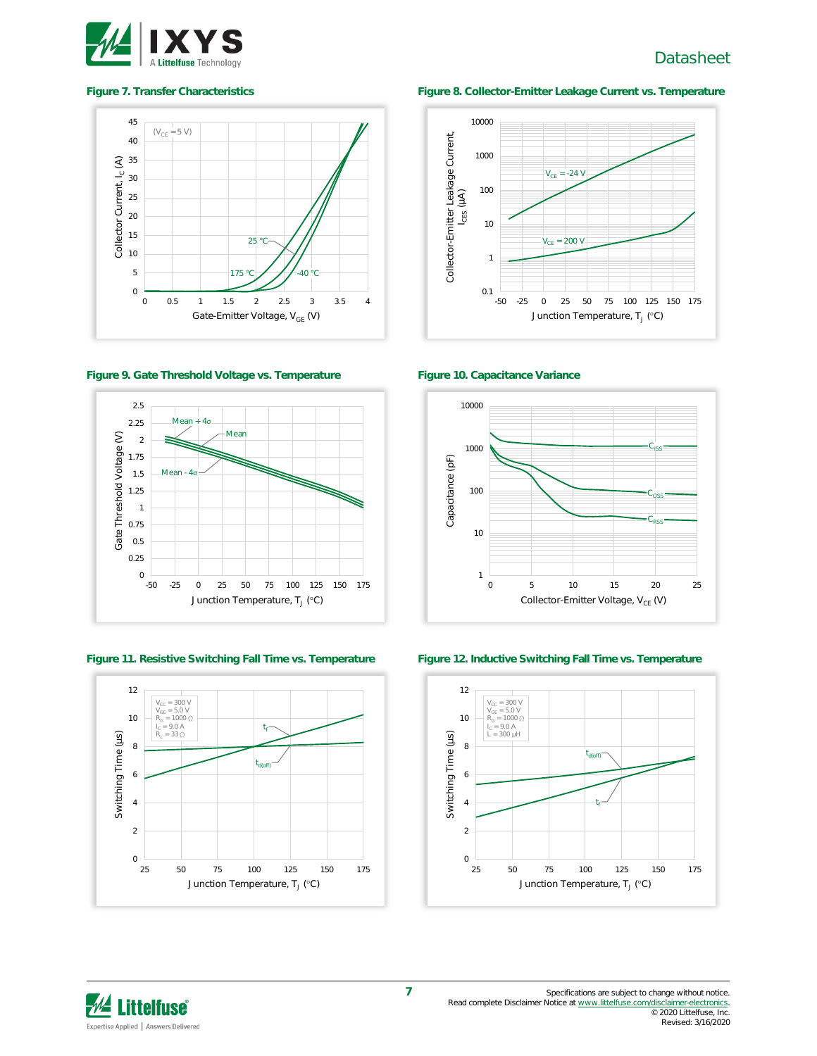Figure 7. Transfer Characteristics

Figure 8. Collector-Emitter Leakage Current vs. Temperature

Figure 9. Gate Threshold Voltage vs. Temperature

Figure 10. Capacitance Variance

Figure 11. Resistive Switching Fall Time vs. Temperature

Figure 12. Inductive Switching Fall Time vs. Temperature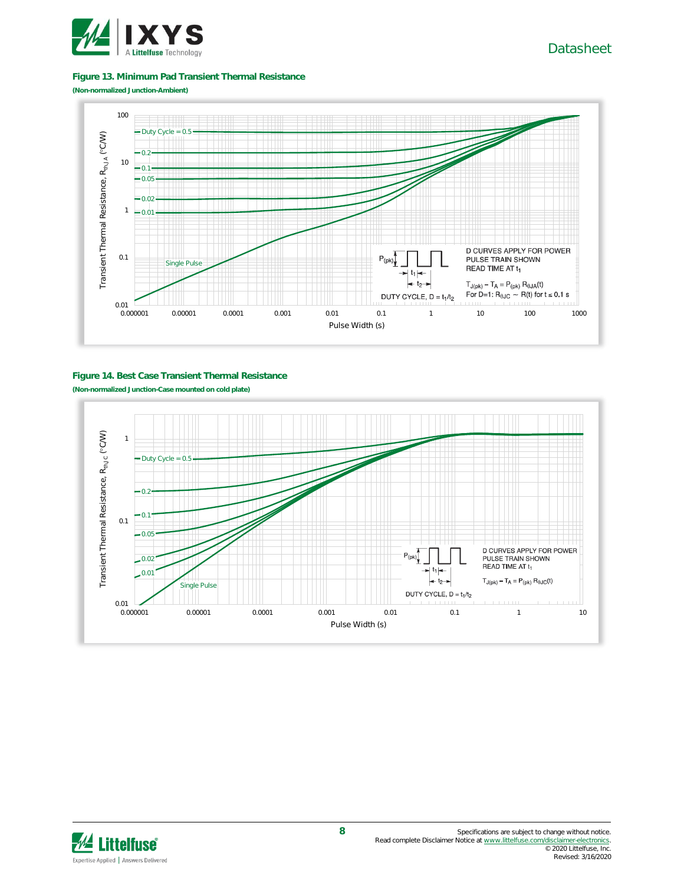### Figure 13. Minimum Pad Transient Thermal Resistance

**(Non-normalized Junction-Ambient)**

Transient Thermal Resistance, $R_{thJA}$ (°C/W) vs. Pulse Width (s)

Duty Cycle = 0.5, 0.2, 0.1, 0.05, 0.02, 0.01, Single Pulse

D CURVES APPLY FOR POWER PULSE TRAIN SHOWN READ TIME AT $t_1$

$T_{J(pk)} - T_A = P_{(pk)} R_{\theta JA}(t)$

For D=1: $R_{\theta JC} \sim R(t)$ for $t \leq 0.1$ s

DUTY CYCLE, $D = t_1/t_2$

### Figure 14. Best Case Transient Thermal Resistance

**(Non-normalized Junction-Case mounted on cold plate)**

Transient Thermal Resistance, $R_{thJC}$ (°C/W) vs. Pulse Width (s)

Duty Cycle = 0.5, 0.2, 0.1, 0.05, 0.02, 0.01, Single Pulse

D CURVES APPLY FOR POWER PULSE TRAIN SHOWN READ TIME AT $t_1$

$T_{J(pk)} - T_A = P_{(pk)} R_{\theta JC}(t)$

DUTY CYCLE, $D = t_1/t_2$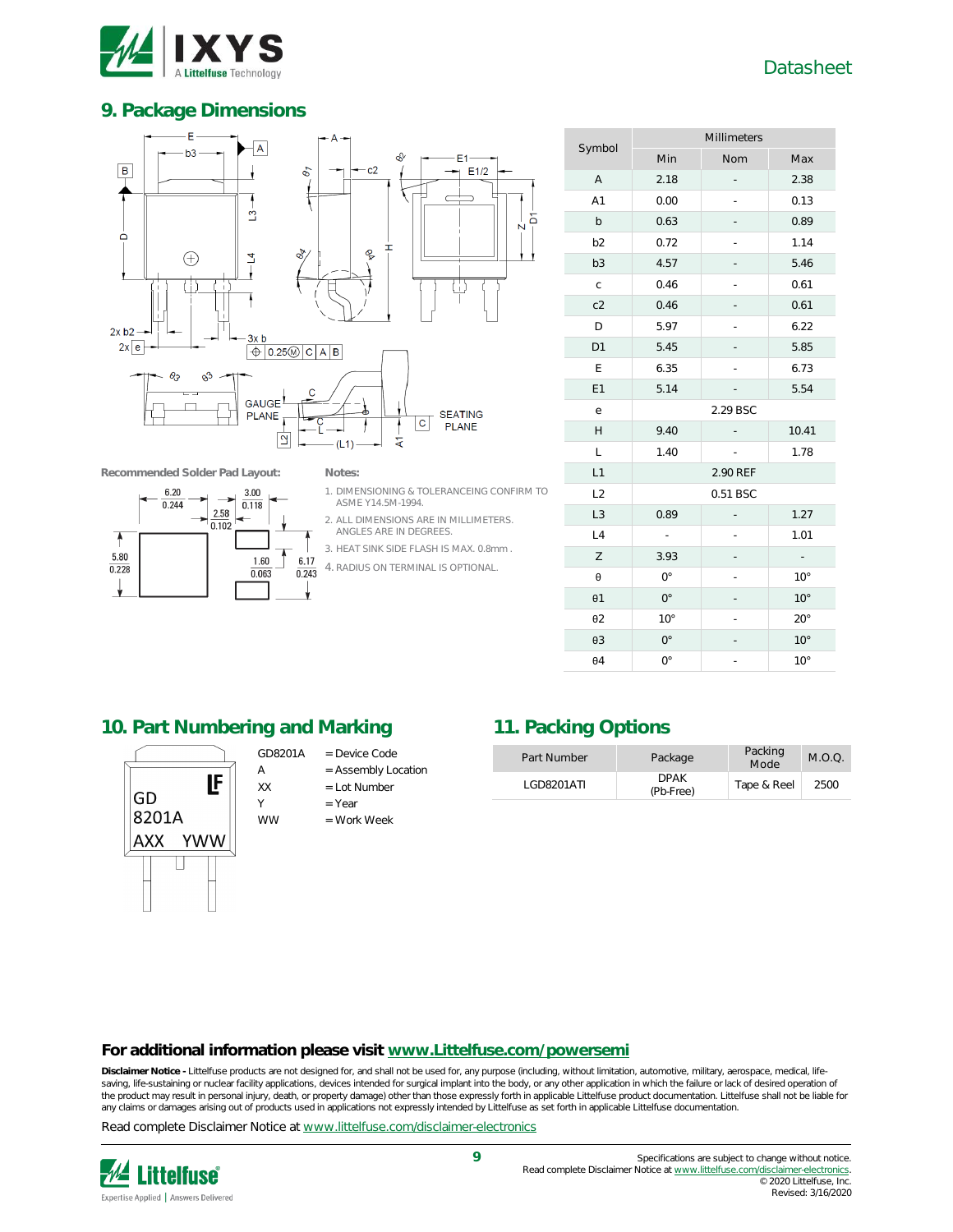## 9. Package Dimensions

| Symbol | Millimeters | | |
|---|---|---|---|
| | Min | Nom | Max |
| A | 2.18 | - | 2.38 |
| A1 | 0.00 | - | 0.13 |
| b | 0.63 | - | 0.89 |
| b2 | 0.72 | - | 1.14 |
| b3 | 4.57 | - | 5.46 |
| c | 0.46 | - | 0.61 |
| c2 | 0.46 | - | 0.61 |
| D | 5.97 | - | 6.22 |
| D1 | 5.45 | - | 5.85 |
| E | 6.35 | - | 6.73 |
| E1 | 5.14 | - | 5.54 |
| e | 2.29 BSC | | |
| H | 9.40 | - | 10.41 |
| L | 1.40 | - | 1.78 |
| L1 | 2.90 REF | | |
| L2 | 0.51 BSC | | |
| L3 | 0.89 | - | 1.27 |
| L4 | - | - | 1.01 |
| Z | 3.93 | - | - |
| θ | 0° | - | 10° |
| θ1 | 0° | - | 10° |
| θ2 | 10° | - | 20° |
| θ3 | 0° | - | 10° |
| θ4 | 0° | - | 10° |

**Recommended Solder Pad Layout:**

6.20
0.244
3.00
0.118
2.58
0.102
5.80
0.228
1.60
0.063
6.17
0.243

**Notes:**

1. DIMENSIONING & TOLERANCEING CONFIRM TO ASME Y14.5M-1994.
2. ALL DIMENSIONS ARE IN MILLIMETERS. ANGLES ARE IN DEGREES.
3. HEAT SINK SIDE FLASH IS MAX. 0.8mm .
4. RADIUS ON TERMINAL IS OPTIONAL.

## 10. Part Numbering and Marking

GD
8201A
AXX YWW

GD8201A = Device Code
A = Assembly Location
XX = Lot Number
Y = Year
WW = Work Week

## 11. Packing Options

| Part Number | Package | Packing Mode | M.O.Q. |
|---|---|---|---|
| LGD8201ATI | DPAK (Pb-Free) | Tape & Reel | 2500 |

**For additional information please visit www.Littelfuse.com/powersemi**

**Disclaimer Notice -** Littelfuse products are not designed for, and shall not be used for, any purpose (including, without limitation, automotive, military, aerospace, medical, life-saving, life-sustaining or nuclear facility applications, devices intended for surgical implant into the body, or any other application in which the failure or lack of desired operation of the product may result in personal injury, death, or property damage) other than those expressly forth in applicable Littelfuse product documentation. Littelfuse shall not be liable for any claims or damages arising out of products used in applications not expressly intended by Littelfuse as set forth in applicable Littelfuse documentation.

Read complete Disclaimer Notice at www.littelfuse.com/disclaimer-electronics

Specifications are subject to change without notice.
Read complete Disclaimer Notice at www.littelfuse.com/disclaimer-electronics.
© 2020 Littelfuse, Inc.
Revised: 3/16/2020